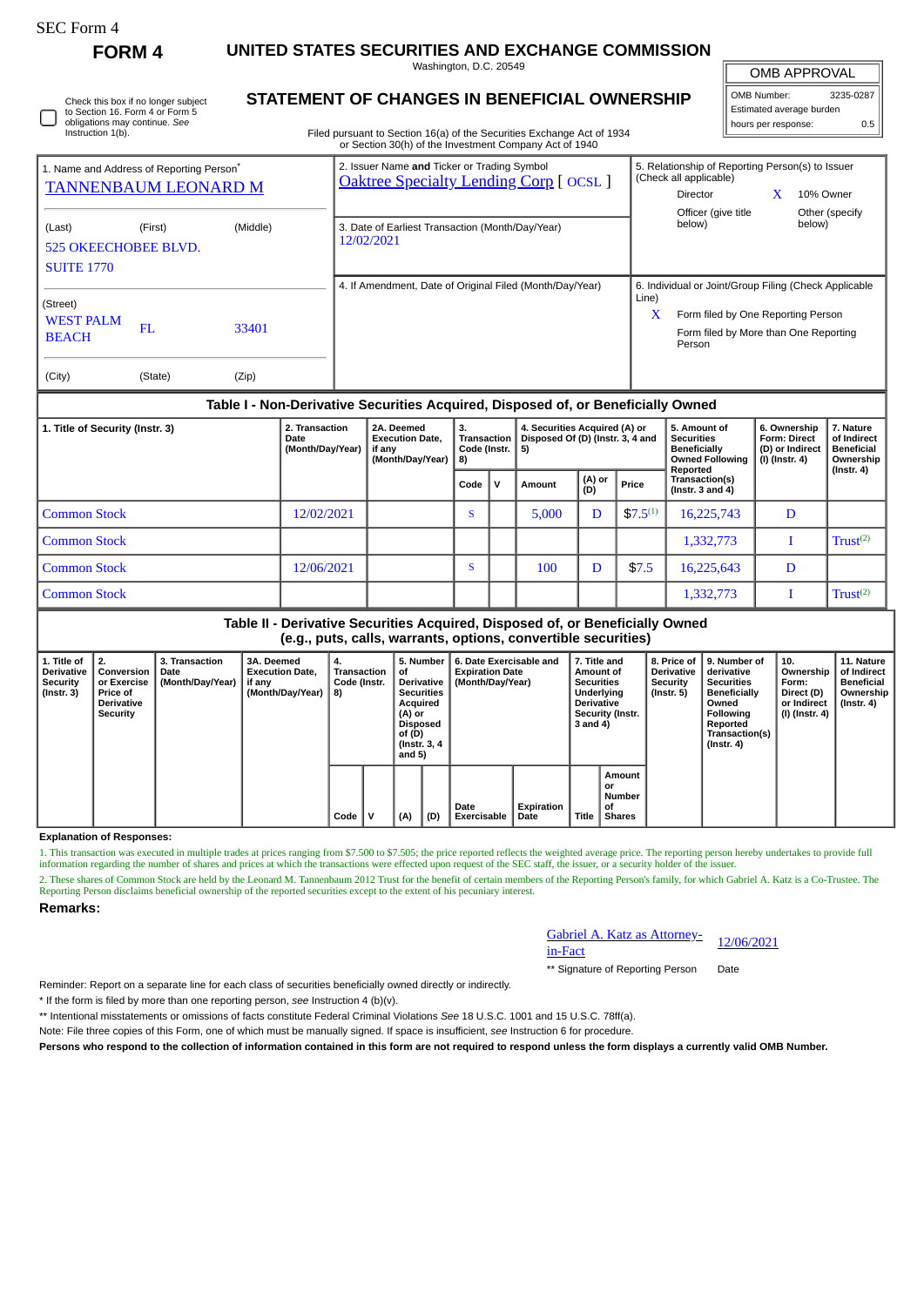SEC Form 4

# FORM 4

## UNITED STATES SECURITIES AND EXCHANGE COMMISSION

Washington, D.C. 20549

## STATEMENT OF CHANGES IN BENEFICIAL OWNERSHIP

Filed pursuant to Section 16(a) of the Securities Exchange Act of 1934 or Section 30(h) of the Investment Company Act of 1940

| OMB APPROVAL | |
|---|---|
| OMB Number: | 3235-0287 |
| Estimated average burden | |
| hours per response: | 0.5 |

☐ Check this box if no longer subject to Section 16. Form 4 or Form 5 obligations may continue. *See* Instruction 1(b).

| 1. Name and Address of Reporting Person* | 2. Issuer Name **and** Ticker or Trading Symbol | 5. Relationship of Reporting Person(s) to Issuer (Check all applicable) |
|---|---|---|
| TANNENBAUM LEONARD M | Oaktree Specialty Lending Corp [ OCSL ] | Director ☐ ; 10% Owner X ; Officer (give title below) ☐ ; Other (specify below) ☐ |
| (Last) (First) (Middle) 525 OKEECHOBEE BLVD. SUITE 1770 | 3. Date of Earliest Transaction (Month/Day/Year) 12/02/2021 | |
| (Street) WEST PALM BEACH FL 33401 (City) (State) (Zip) | 4. If Amendment, Date of Original Filed (Month/Day/Year) | 6. Individual or Joint/Group Filing (Check Applicable Line) X Form filed by One Reporting Person ; Form filed by More than One Reporting Person |

### Table I - Non-Derivative Securities Acquired, Disposed of, or Beneficially Owned

| 1. Title of Security (Instr. 3) | 2. Transaction Date (Month/Day/Year) | 2A. Deemed Execution Date, if any (Month/Day/Year) | 3. Transaction Code (Instr. 8) | | 4. Securities Acquired (A) or Disposed Of (D) (Instr. 3, 4 and 5) | | | 5. Amount of Securities Beneficially Owned Following Reported Transaction(s) (Instr. 3 and 4) | 6. Ownership Form: Direct (D) or Indirect (I) (Instr. 4) | 7. Nature of Indirect Beneficial Ownership (Instr. 4) |
|---|---|---|---|---|---|---|---|---|---|---|
| | | | Code | V | Amount | (A) or (D) | Price | | | |
| Common Stock | 12/02/2021 | | S | | 5,000 | D | $7.5[(1)] | 16,225,743 | D | |
| Common Stock | | | | | | | | 1,332,773 | I | Trust[(2)] |
| Common Stock | 12/06/2021 | | S | | 100 | D | $7.5 | 16,225,643 | D | |
| Common Stock | | | | | | | | 1,332,773 | I | Trust[(2)] |

### Table II - Derivative Securities Acquired, Disposed of, or Beneficially Owned (e.g., puts, calls, warrants, options, convertible securities)

| 1. Title of Derivative Security (Instr. 3) | 2. Conversion or Exercise Price of Derivative Security | 3. Transaction Date (Month/Day/Year) | 3A. Deemed Execution Date, if any (Month/Day/Year) | 4. Transaction Code (Instr. 8) | | 5. Number of Derivative Securities Acquired (A) or Disposed of (D) (Instr. 3, 4 and 5) | | 6. Date Exercisable and Expiration Date (Month/Day/Year) | | 7. Title and Amount of Securities Underlying Derivative Security (Instr. 3 and 4) | | 8. Price of Derivative Security (Instr. 5) | 9. Number of derivative Securities Beneficially Owned Following Reported Transaction(s) (Instr. 4) | 10. Ownership Form: Direct (D) or Indirect (I) (Instr. 4) | 11. Nature of Indirect Beneficial Ownership (Instr. 4) |
|---|---|---|---|---|---|---|---|---|---|---|---|---|---|---|---|
| | | | | Code | V | (A) | (D) | Date Exercisable | Expiration Date | Title | Amount or Number of Shares | | | | |

**Explanation of Responses:**

1. This transaction was executed in multiple trades at prices ranging from $7.500 to $7.505; the price reported reflects the weighted average price. The reporting person hereby undertakes to provide full information regarding the number of shares and prices at which the transactions were effected upon request of the SEC staff, the issuer, or a security holder of the issuer.

2. These shares of Common Stock are held by the Leonard M. Tannenbaum 2012 Trust for the benefit of certain members of the Reporting Person's family, for which Gabriel A. Katz is a Co-Trustee. The Reporting Person disclaims beneficial ownership of the reported securities except to the extent of his pecuniary interest.

**Remarks:**

Gabriel A. Katz as Attorney-in-Fact — 12/06/2021

** Signature of Reporting Person — Date

Reminder: Report on a separate line for each class of securities beneficially owned directly or indirectly.

\* If the form is filed by more than one reporting person, *see* Instruction 4 (b)(v).

** Intentional misstatements or omissions of facts constitute Federal Criminal Violations *See* 18 U.S.C. 1001 and 15 U.S.C. 78ff(a).

Note: File three copies of this Form, one of which must be manually signed. If space is insufficient, *see* Instruction 6 for procedure.

**Persons who respond to the collection of information contained in this form are not required to respond unless the form displays a currently valid OMB Number.**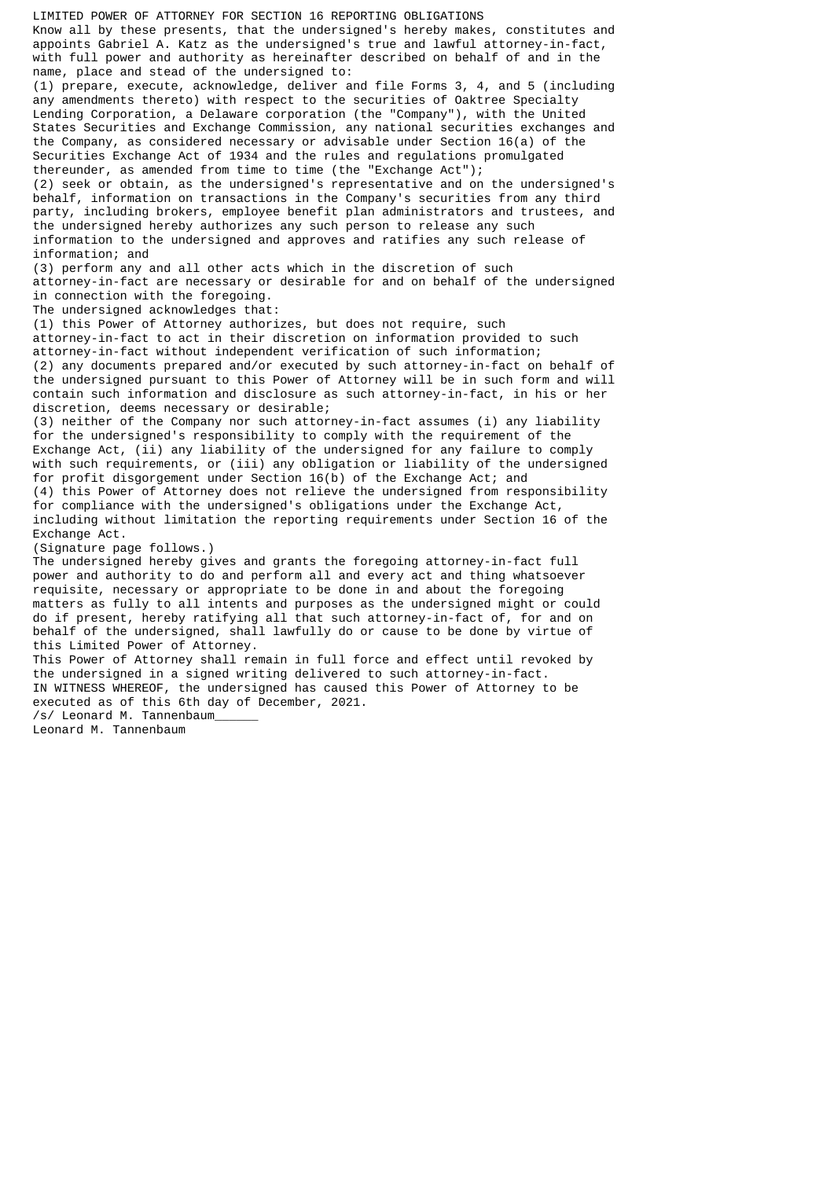# LIMITED POWER OF ATTORNEY FOR SECTION 16 REPORTING OBLIGATIONS

Know all by these presents, that the undersigned's hereby makes, constitutes and appoints Gabriel A. Katz as the undersigned's true and lawful attorney-in-fact, with full power and authority as hereinafter described on behalf of and in the name, place and stead of the undersigned to:

(1) prepare, execute, acknowledge, deliver and file Forms 3, 4, and 5 (including any amendments thereto) with respect to the securities of Oaktree Specialty Lending Corporation, a Delaware corporation (the "Company"), with the United States Securities and Exchange Commission, any national securities exchanges and the Company, as considered necessary or advisable under Section 16(a) of the Securities Exchange Act of 1934 and the rules and regulations promulgated thereunder, as amended from time to time (the "Exchange Act");

(2) seek or obtain, as the undersigned's representative and on the undersigned's behalf, information on transactions in the Company's securities from any third party, including brokers, employee benefit plan administrators and trustees, and the undersigned hereby authorizes any such person to release any such information to the undersigned and approves and ratifies any such release of information; and

(3) perform any and all other acts which in the discretion of such attorney-in-fact are necessary or desirable for and on behalf of the undersigned in connection with the foregoing.

The undersigned acknowledges that:

(1) this Power of Attorney authorizes, but does not require, such attorney-in-fact to act in their discretion on information provided to such attorney-in-fact without independent verification of such information;

(2) any documents prepared and/or executed by such attorney-in-fact on behalf of the undersigned pursuant to this Power of Attorney will be in such form and will contain such information and disclosure as such attorney-in-fact, in his or her discretion, deems necessary or desirable;

(3) neither of the Company nor such attorney-in-fact assumes (i) any liability for the undersigned's responsibility to comply with the requirement of the Exchange Act, (ii) any liability of the undersigned for any failure to comply with such requirements, or (iii) any obligation or liability of the undersigned for profit disgorgement under Section 16(b) of the Exchange Act; and

(4) this Power of Attorney does not relieve the undersigned from responsibility for compliance with the undersigned's obligations under the Exchange Act, including without limitation the reporting requirements under Section 16 of the Exchange Act.

(Signature page follows.)

The undersigned hereby gives and grants the foregoing attorney-in-fact full power and authority to do and perform all and every act and thing whatsoever requisite, necessary or appropriate to be done in and about the foregoing matters as fully to all intents and purposes as the undersigned might or could do if present, hereby ratifying all that such attorney-in-fact of, for and on behalf of the undersigned, shall lawfully do or cause to be done by virtue of this Limited Power of Attorney.

This Power of Attorney shall remain in full force and effect until revoked by the undersigned in a signed writing delivered to such attorney-in-fact.

IN WITNESS WHEREOF, the undersigned has caused this Power of Attorney to be executed as of this 6th day of December, 2021.

/s/ Leonard M. Tannenbaum______

Leonard M. Tannenbaum